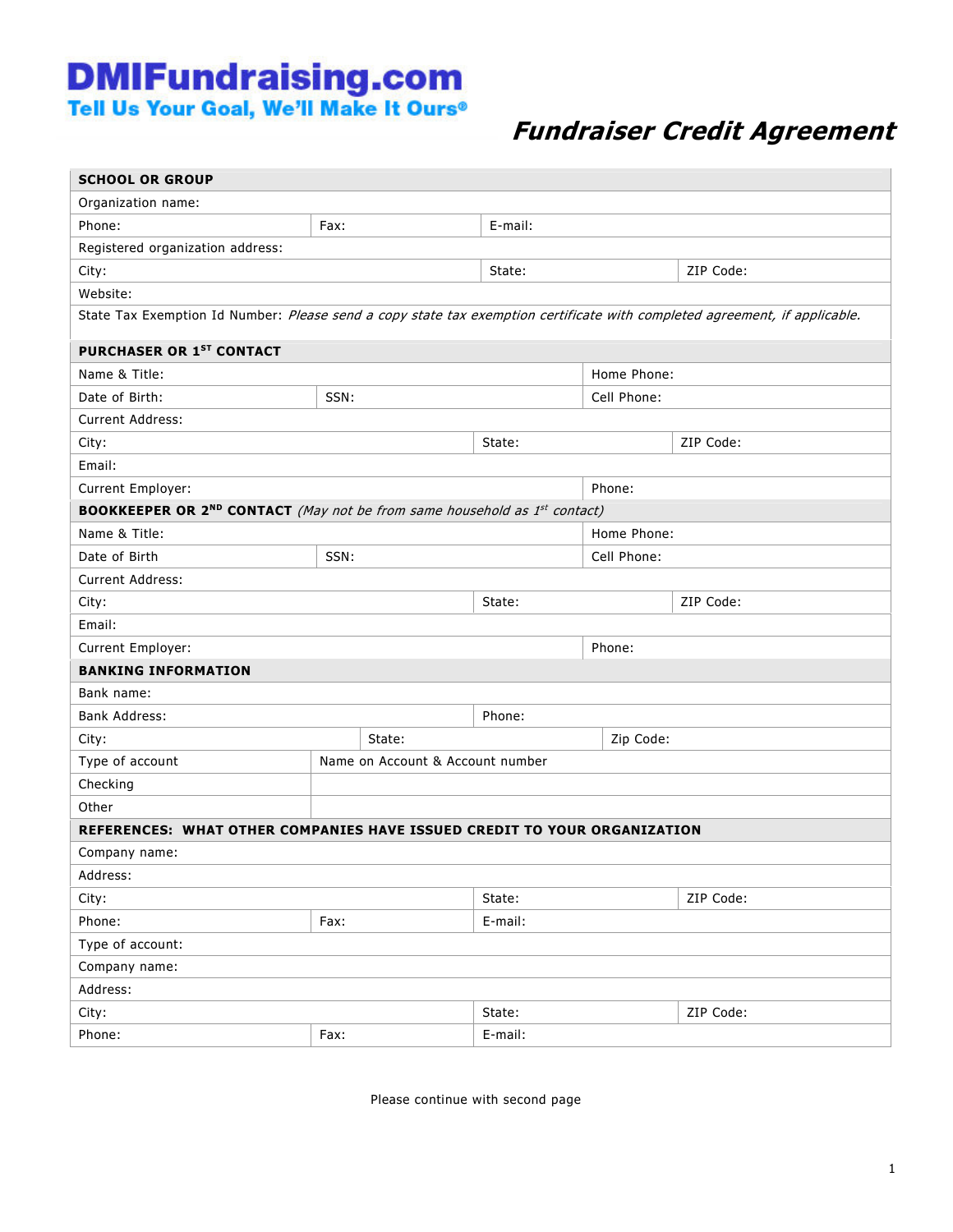**DMIFundraising.com**
**Tell Us Your Goal, We'll Make It Ours®**

# *Fundraiser Credit Agreement*

| **SCHOOL OR GROUP** | | |
|---|---|---|
| Organization name: | | |
| Phone: | Fax: | E-mail: |
| Registered organization address: | | |
| City: | State: | ZIP Code: |
| Website: | | |
| State Tax Exemption Id Number: *Please send a copy state tax exemption certificate with completed agreement, if applicable.* | | |

| **PURCHASER OR 1ST CONTACT** | | |
|---|---|---|
| Name & Title: | | Home Phone: |
| Date of Birth: | SSN: | Cell Phone: |
| Current Address: | | |
| City: | State: | ZIP Code: |
| Email: | | |
| Current Employer: | | Phone: |

| **BOOKKEEPER OR 2ND CONTACT** *(May not be from same household as 1st contact)* | | |
|---|---|---|
| Name & Title: | | Home Phone: |
| Date of Birth | SSN: | Cell Phone: |
| Current Address: | | |
| City: | State: | ZIP Code: |
| Email: | | |
| Current Employer: | | Phone: |

| **BANKING INFORMATION** | | |
|---|---|---|
| Bank name: | | |
| Bank Address: | | Phone: |
| City: | State: | Zip Code: |
| Type of account | Name on Account & Account number | |
| Checking | | |
| Other | | |

| **REFERENCES: WHAT OTHER COMPANIES HAVE ISSUED CREDIT TO YOUR ORGANIZATION** | | |
|---|---|---|
| Company name: | | |
| Address: | | |
| City: | State: | ZIP Code: |
| Phone: | Fax: | E-mail: |
| Type of account: | | |
| Company name: | | |
| Address: | | |
| City: | State: | ZIP Code: |
| Phone: | Fax: | E-mail: |

Please continue with second page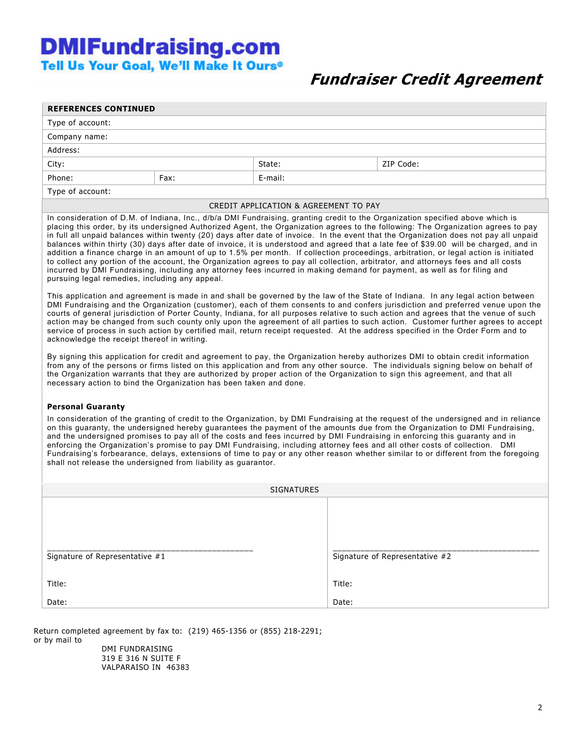**DMIFundraising.com**
**Tell Us Your Goal, We'll Make It Ours®**

# *Fundraiser Credit Agreement*

| **REFERENCES CONTINUED** | | | |
|---|---|---|---|
| Type of account: | | | |
| Company name: | | | |
| Address: | | | |
| City: | | State: | ZIP Code: |
| Phone: | Fax: | E-mail: | |
| Type of account: | | | |

## CREDIT APPLICATION & AGREEMENT TO PAY

In consideration of D.M. of Indiana, Inc., d/b/a DMI Fundraising, granting credit to the Organization specified above which is placing this order, by its undersigned Authorized Agent, the Organization agrees to the following: The Organization agrees to pay in full all unpaid balances within twenty (20) days after date of invoice. In the event that the Organization does not pay all unpaid balances within thirty (30) days after date of invoice, it is understood and agreed that a late fee of $39.00 will be charged, and in addition a finance charge in an amount of up to 1.5% per month. If collection proceedings, arbitration, or legal action is initiated to collect any portion of the account, the Organization agrees to pay all collection, arbitrator, and attorneys fees and all costs incurred by DMI Fundraising, including any attorney fees incurred in making demand for payment, as well as for filing and pursuing legal remedies, including any appeal.

This application and agreement is made in and shall be governed by the law of the State of Indiana. In any legal action between DMI Fundraising and the Organization (customer), each of them consents to and confers jurisdiction and preferred venue upon the courts of general jurisdiction of Porter County, Indiana, for all purposes relative to such action and agrees that the venue of such action may be changed from such county only upon the agreement of all parties to such action. Customer further agrees to accept service of process in such action by certified mail, return receipt requested. At the address specified in the Order Form and to acknowledge the receipt thereof in writing.

By signing this application for credit and agreement to pay, the Organization hereby authorizes DMI to obtain credit information from any of the persons or firms listed on this application and from any other source. The individuals signing below on behalf of the Organization warrants that they are authorized by proper action of the Organization to sign this agreement, and that all necessary action to bind the Organization has been taken and done.

**Personal Guaranty**

In consideration of the granting of credit to the Organization, by DMI Fundraising at the request of the undersigned and in reliance on this guaranty, the undersigned hereby guarantees the payment of the amounts due from the Organization to DMI Fundraising, and the undersigned promises to pay all of the costs and fees incurred by DMI Fundraising in enforcing this guaranty and in enforcing the Organization's promise to pay DMI Fundraising, including attorney fees and all other costs of collection. DMI Fundraising's forbearance, delays, extensions of time to pay or any other reason whether similar to or different from the foregoing shall not release the undersigned from liability as guarantor.

## SIGNATURES

| | |
|---|---|
| ___________________________________________ | ___________________________________________ |
| Signature of Representative #1 | Signature of Representative #2 |
| Title: | Title: |
| Date: | Date: |

Return completed agreement by fax to: (219) 465-1356 or (855) 218-2291;
or by mail to

DMI FUNDRAISING
319 E 316 N SUITE F
VALPARAISO IN 46383